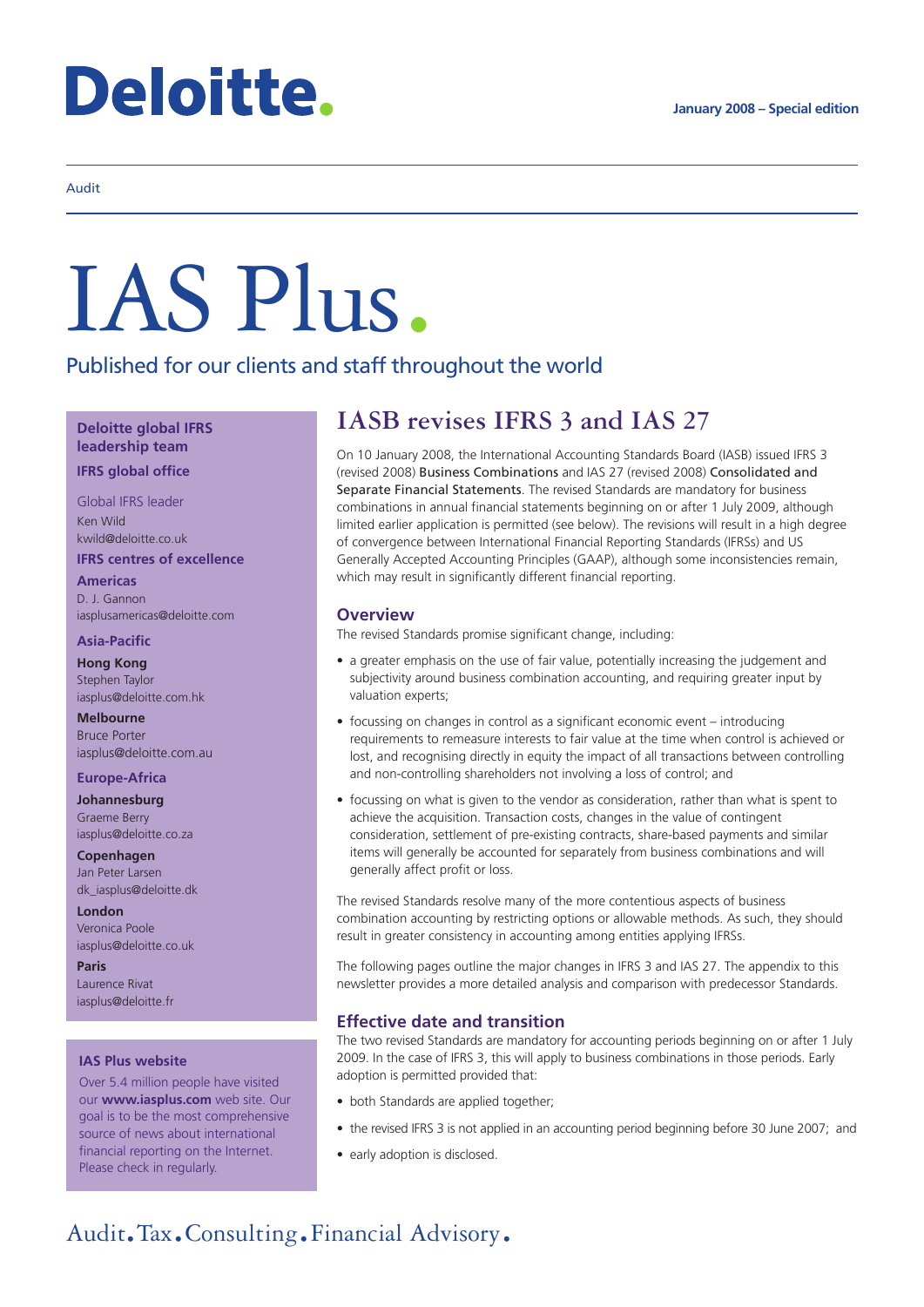# Deloitte.

January 2008 – Special edition

Audit

# IAS Plus.

Published for our clients and staff throughout the world

## IASB revises IFRS 3 and IAS 27

On 10 January 2008, the International Accounting Standards Board (IASB) issued IFRS 3 (revised 2008) Business Combinations and IAS 27 (revised 2008) Consolidated and Separate Financial Statements. The revised Standards are mandatory for business combinations in annual financial statements beginning on or after 1 July 2009, although limited earlier application is permitted (see below). The revisions will result in a high degree of convergence between International Financial Reporting Standards (IFRSs) and US Generally Accepted Accounting Principles (GAAP), although some inconsistencies remain, which may result in significantly different financial reporting.

### Overview

The revised Standards promise significant change, including:

- a greater emphasis on the use of fair value, potentially increasing the judgement and subjectivity around business combination accounting, and requiring greater input by valuation experts;
- focussing on changes in control as a significant economic event – introducing requirements to remeasure interests to fair value at the time when control is achieved or lost, and recognising directly in equity the impact of all transactions between controlling and non-controlling shareholders not involving a loss of control; and
- focussing on what is given to the vendor as consideration, rather than what is spent to achieve the acquisition. Transaction costs, changes in the value of contingent consideration, settlement of pre-existing contracts, share-based payments and similar items will generally be accounted for separately from business combinations and will generally affect profit or loss.

The revised Standards resolve many of the more contentious aspects of business combination accounting by restricting options or allowable methods. As such, they should result in greater consistency in accounting among entities applying IFRSs.

The following pages outline the major changes in IFRS 3 and IAS 27. The appendix to this newsletter provides a more detailed analysis and comparison with predecessor Standards.

### Effective date and transition

The two revised Standards are mandatory for accounting periods beginning on or after 1 July 2009. In the case of IFRS 3, this will apply to business combinations in those periods. Early adoption is permitted provided that:

- both Standards are applied together;
- the revised IFRS 3 is not applied in an accounting period beginning before 30 June 2007; and
- early adoption is disclosed.

**Deloitte global IFRS leadership team**

**IFRS global office**

Global IFRS leader
Ken Wild
kwild@deloitte.co.uk

**IFRS centres of excellence**

**Americas**
D. J. Gannon
iasplusamericas@deloitte.com

**Asia-Pacific**

**Hong Kong**
Stephen Taylor
iasplus@deloitte.com.hk

**Melbourne**
Bruce Porter
iasplus@deloitte.com.au

**Europe-Africa**

**Johannesburg**
Graeme Berry
iasplus@deloitte.co.za

**Copenhagen**
Jan Peter Larsen
dk_iasplus@deloitte.dk

**London**
Veronica Poole
iasplus@deloitte.co.uk

**Paris**
Laurence Rivat
iasplus@deloitte.fr

**IAS Plus website**

Over 5.4 million people have visited our **www.iasplus.com** web site. Our goal is to be the most comprehensive source of news about international financial reporting on the Internet. Please check in regularly.

Audit. Tax. Consulting. Financial Advisory.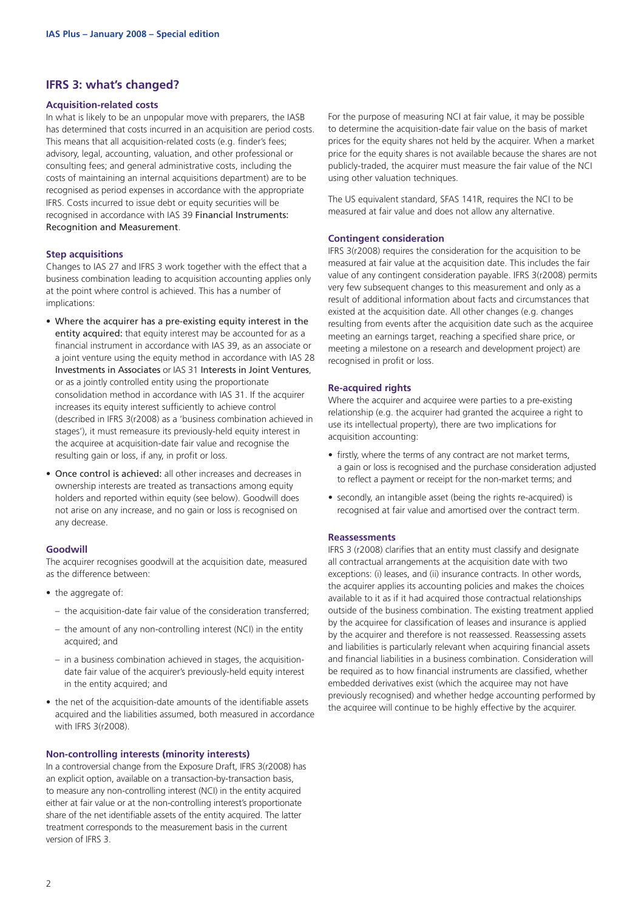## IFRS 3: what's changed?

### Acquisition-related costs

In what is likely to be an unpopular move with preparers, the IASB has determined that costs incurred in an acquisition are period costs. This means that all acquisition-related costs (e.g. finder's fees; advisory, legal, accounting, valuation, and other professional or consulting fees; and general administrative costs, including the costs of maintaining an internal acquisitions department) are to be recognised as period expenses in accordance with the appropriate IFRS. Costs incurred to issue debt or equity securities will be recognised in accordance with IAS 39 *Financial Instruments: Recognition and Measurement*.

### Step acquisitions

Changes to IAS 27 and IFRS 3 work together with the effect that a business combination leading to acquisition accounting applies only at the point where control is achieved. This has a number of implications:

- Where the acquirer has a pre-existing equity interest in the entity acquired: that equity interest may be accounted for as a financial instrument in accordance with IAS 39, as an associate or a joint venture using the equity method in accordance with IAS 28 *Investments in Associates* or IAS 31 *Interests in Joint Ventures*, or as a jointly controlled entity using the proportionate consolidation method in accordance with IAS 31. If the acquirer increases its equity interest sufficiently to achieve control (described in IFRS 3(r2008) as a 'business combination achieved in stages'), it must remeasure its previously-held equity interest in the acquiree at acquisition-date fair value and recognise the resulting gain or loss, if any, in profit or loss.
- Once control is achieved: all other increases and decreases in ownership interests are treated as transactions among equity holders and reported within equity (see below). Goodwill does not arise on any increase, and no gain or loss is recognised on any decrease.

### Goodwill

The acquirer recognises goodwill at the acquisition date, measured as the difference between:

- the aggregate of:
  - the acquisition-date fair value of the consideration transferred;
  - the amount of any non-controlling interest (NCI) in the entity acquired; and
  - in a business combination achieved in stages, the acquisition-date fair value of the acquirer's previously-held equity interest in the entity acquired; and
- the net of the acquisition-date amounts of the identifiable assets acquired and the liabilities assumed, both measured in accordance with IFRS 3(r2008).

### Non-controlling interests (minority interests)

In a controversial change from the Exposure Draft, IFRS 3(r2008) has an explicit option, available on a transaction-by-transaction basis, to measure any non-controlling interest (NCI) in the entity acquired either at fair value or at the non-controlling interest's proportionate share of the net identifiable assets of the entity acquired. The latter treatment corresponds to the measurement basis in the current version of IFRS 3.

For the purpose of measuring NCI at fair value, it may be possible to determine the acquisition-date fair value on the basis of market prices for the equity shares not held by the acquirer. When a market price for the equity shares is not available because the shares are not publicly-traded, the acquirer must measure the fair value of the NCI using other valuation techniques.

The US equivalent standard, SFAS 141R, requires the NCI to be measured at fair value and does not allow any alternative.

### Contingent consideration

IFRS 3(r2008) requires the consideration for the acquisition to be measured at fair value at the acquisition date. This includes the fair value of any contingent consideration payable. IFRS 3(r2008) permits very few subsequent changes to this measurement and only as a result of additional information about facts and circumstances that existed at the acquisition date. All other changes (e.g. changes resulting from events after the acquisition date such as the acquiree meeting an earnings target, reaching a specified share price, or meeting a milestone on a research and development project) are recognised in profit or loss.

### Re-acquired rights

Where the acquirer and acquiree were parties to a pre-existing relationship (e.g. the acquirer had granted the acquiree a right to use its intellectual property), there are two implications for acquisition accounting:

- firstly, where the terms of any contract are not market terms, a gain or loss is recognised and the purchase consideration adjusted to reflect a payment or receipt for the non-market terms; and
- secondly, an intangible asset (being the rights re-acquired) is recognised at fair value and amortised over the contract term.

### Reassessments

IFRS 3 (r2008) clarifies that an entity must classify and designate all contractual arrangements at the acquisition date with two exceptions: (i) leases, and (ii) insurance contracts. In other words, the acquirer applies its accounting policies and makes the choices available to it as if it had acquired those contractual relationships outside of the business combination. The existing treatment applied by the acquiree for classification of leases and insurance is applied by the acquirer and therefore is not reassessed. Reassessing assets and liabilities is particularly relevant when acquiring financial assets and financial liabilities in a business combination. Consideration will be required as to how financial instruments are classified, whether embedded derivatives exist (which the acquiree may not have previously recognised) and whether hedge accounting performed by the acquiree will continue to be highly effective by the acquirer.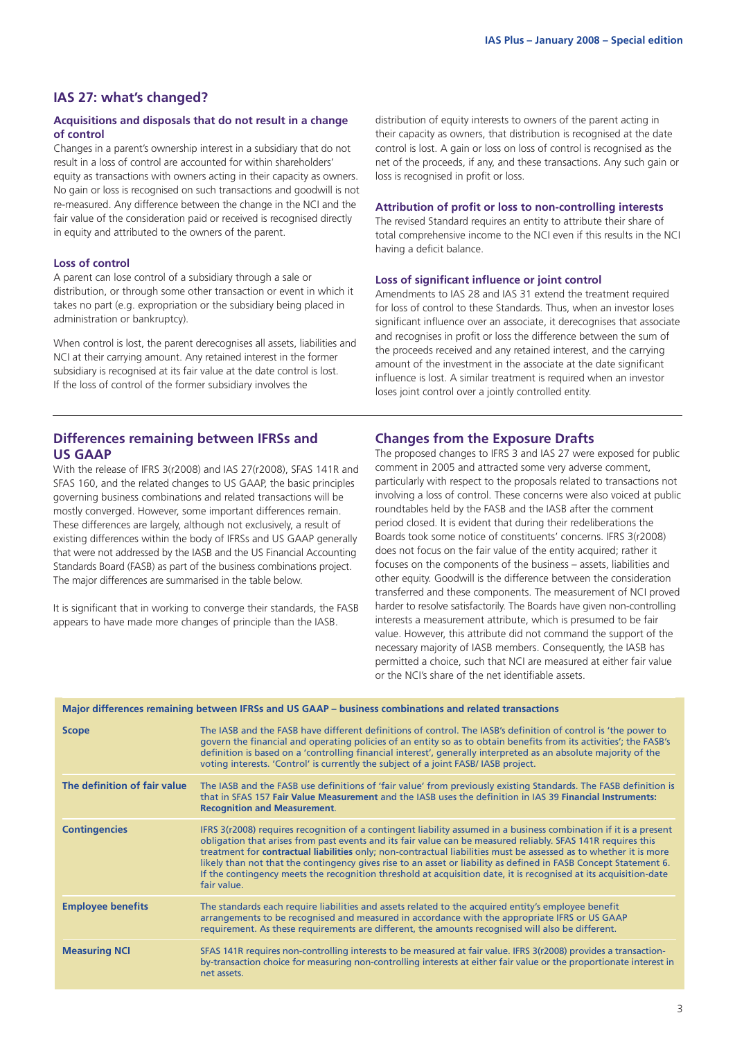## IAS 27: what's changed?

### Acquisitions and disposals that do not result in a change of control

Changes in a parent's ownership interest in a subsidiary that do not result in a loss of control are accounted for within shareholders' equity as transactions with owners acting in their capacity as owners. No gain or loss is recognised on such transactions and goodwill is not re-measured. Any difference between the change in the NCI and the fair value of the consideration paid or received is recognised directly in equity and attributed to the owners of the parent.

### Loss of control

A parent can lose control of a subsidiary through a sale or distribution, or through some other transaction or event in which it takes no part (e.g. expropriation or the subsidiary being placed in administration or bankruptcy).

When control is lost, the parent derecognises all assets, liabilities and NCI at their carrying amount. Any retained interest in the former subsidiary is recognised at its fair value at the date control is lost. If the loss of control of the former subsidiary involves the distribution of equity interests to owners of the parent acting in their capacity as owners, that distribution is recognised at the date control is lost. A gain or loss on loss of control is recognised as the net of the proceeds, if any, and these transactions. Any such gain or loss is recognised in profit or loss.

### Attribution of profit or loss to non-controlling interests

The revised Standard requires an entity to attribute their share of total comprehensive income to the NCI even if this results in the NCI having a deficit balance.

### Loss of significant influence or joint control

Amendments to IAS 28 and IAS 31 extend the treatment required for loss of control to these Standards. Thus, when an investor loses significant influence over an associate, it derecognises that associate and recognises in profit or loss the difference between the sum of the proceeds received and any retained interest, and the carrying amount of the investment in the associate at the date significant influence is lost. A similar treatment is required when an investor loses joint control over a jointly controlled entity.

## Differences remaining between IFRSs and US GAAP

With the release of IFRS 3(r2008) and IAS 27(r2008), SFAS 141R and SFAS 160, and the related changes to US GAAP, the basic principles governing business combinations and related transactions will be mostly converged. However, some important differences remain. These differences are largely, although not exclusively, a result of existing differences within the body of IFRSs and US GAAP generally that were not addressed by the IASB and the US Financial Accounting Standards Board (FASB) as part of the business combinations project. The major differences are summarised in the table below.

It is significant that in working to converge their standards, the FASB appears to have made more changes of principle than the IASB.

## Changes from the Exposure Drafts

The proposed changes to IFRS 3 and IAS 27 were exposed for public comment in 2005 and attracted some very adverse comment, particularly with respect to the proposals related to transactions not involving a loss of control. These concerns were also voiced at public roundtables held by the FASB and the IASB after the comment period closed. It is evident that during their redeliberations the Boards took some notice of constituents' concerns. IFRS 3(r2008) does not focus on the fair value of the entity acquired; rather it focuses on the components of the business – assets, liabilities and other equity. Goodwill is the difference between the consideration transferred and these components. The measurement of NCI proved harder to resolve satisfactorily. The Boards have given non-controlling interests a measurement attribute, which is presumed to be fair value. However, this attribute did not command the support of the necessary majority of IASB members. Consequently, the IASB has permitted a choice, such that NCI are measured at either fair value or the NCI's share of the net identifiable assets.

| Major differences remaining between IFRSs and US GAAP – business combinations and related transactions | |
|---|---|
| **Scope** | The IASB and the FASB have different definitions of control. The IASB's definition of control is 'the power to govern the financial and operating policies of an entity so as to obtain benefits from its activities'; the FASB's definition is based on a 'controlling financial interest', generally interpreted as an absolute majority of the voting interests. 'Control' is currently the subject of a joint FASB/ IASB project. |
| **The definition of fair value** | The IASB and the FASB use definitions of 'fair value' from previously existing Standards. The FASB definition is that in SFAS 157 **Fair Value Measurement** and the IASB uses the definition in IAS 39 **Financial Instruments: Recognition and Measurement**. |
| **Contingencies** | IFRS 3(r2008) requires recognition of a contingent liability assumed in a business combination if it is a present obligation that arises from past events and its fair value can be measured reliably. SFAS 141R requires this treatment for **contractual liabilities** only; non-contractual liabilities must be assessed as to whether it is more likely than not that the contingency gives rise to an asset or liability as defined in FASB Concept Statement 6. If the contingency meets the recognition threshold at acquisition date, it is recognised at its acquisition-date fair value. |
| **Employee benefits** | The standards each require liabilities and assets related to the acquired entity's employee benefit arrangements to be recognised and measured in accordance with the appropriate IFRS or US GAAP requirement. As these requirements are different, the amounts recognised will also be different. |
| **Measuring NCI** | SFAS 141R requires non-controlling interests to be measured at fair value. IFRS 3(r2008) provides a transaction-by-transaction choice for measuring non-controlling interests at either fair value or the proportionate interest in net assets. |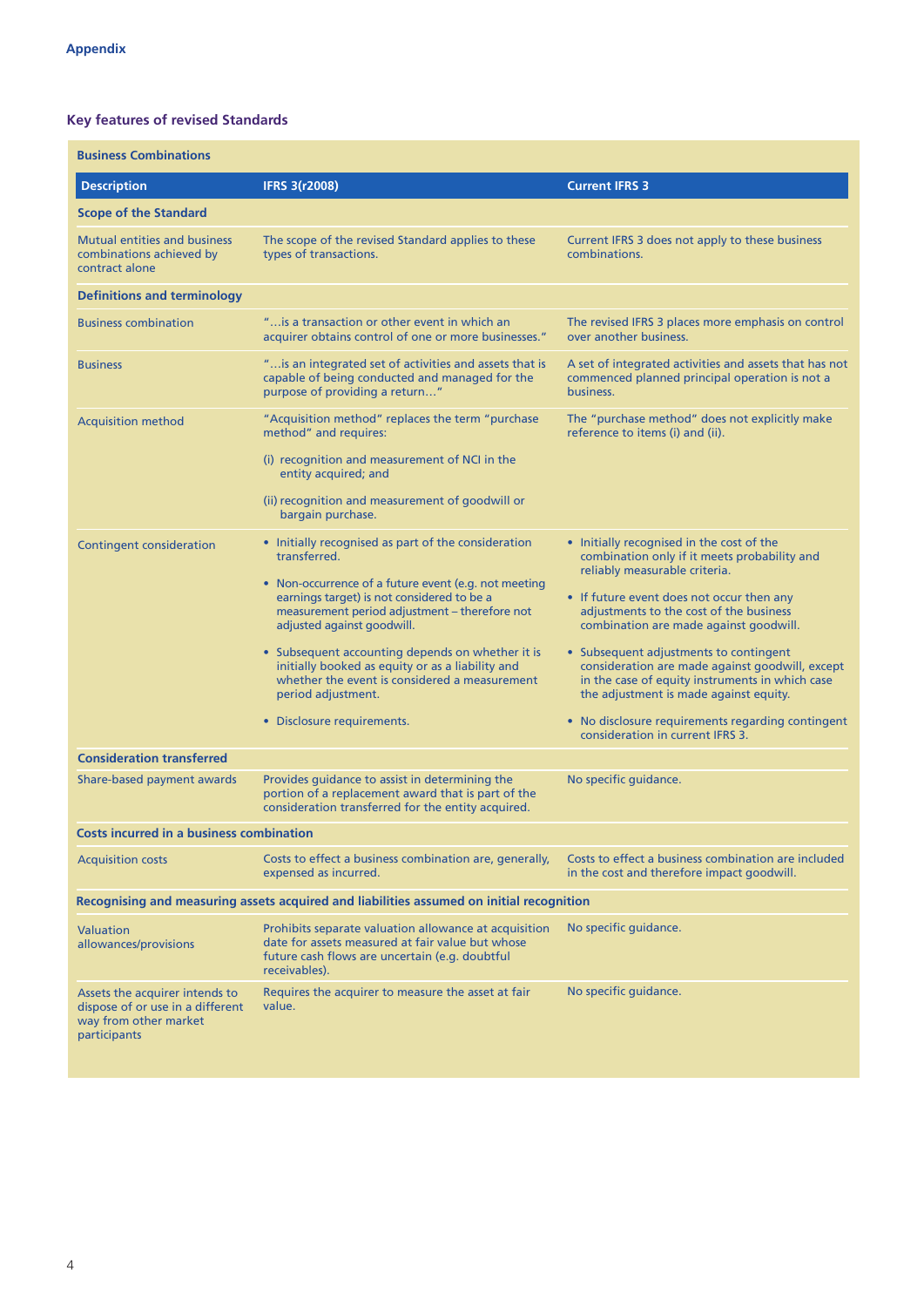Appendix

## Key features of revised Standards

### Business Combinations

| Description | IFRS 3(r2008) | Current IFRS 3 |
|---|---|---|
| **Scope of the Standard** | | |
| Mutual entities and business combinations achieved by contract alone | The scope of the revised Standard applies to these types of transactions. | Current IFRS 3 does not apply to these business combinations. |
| **Definitions and terminology** | | |
| Business combination | "…is a transaction or other event in which an acquirer obtains control of one or more businesses." | The revised IFRS 3 places more emphasis on control over another business. |
| Business | "…is an integrated set of activities and assets that is capable of being conducted and managed for the purpose of providing a return…" | A set of integrated activities and assets that has not commenced planned principal operation is not a business. |
| Acquisition method | "Acquisition method" replaces the term "purchase method" and requires:<br>(i) recognition and measurement of NCI in the entity acquired; and<br>(ii) recognition and measurement of goodwill or bargain purchase. | The "purchase method" does not explicitly make reference to items (i) and (ii). |
| Contingent consideration | • Initially recognised as part of the consideration transferred.<br>• Non-occurrence of a future event (e.g. not meeting earnings target) is not considered to be a measurement period adjustment – therefore not adjusted against goodwill.<br>• Subsequent accounting depends on whether it is initially booked as equity or as a liability and whether the event is considered a measurement period adjustment.<br>• Disclosure requirements. | • Initially recognised in the cost of the combination only if it meets probability and reliably measurable criteria.<br>• If future event does not occur then any adjustments to the cost of the business combination are made against goodwill.<br>• Subsequent adjustments to contingent consideration are made against goodwill, except in the case of equity instruments in which case the adjustment is made against equity.<br>• No disclosure requirements regarding contingent consideration in current IFRS 3. |
| **Consideration transferred** | | |
| Share-based payment awards | Provides guidance to assist in determining the portion of a replacement award that is part of the consideration transferred for the entity acquired. | No specific guidance. |
| **Costs incurred in a business combination** | | |
| Acquisition costs | Costs to effect a business combination are, generally, expensed as incurred. | Costs to effect a business combination are included in the cost and therefore impact goodwill. |
| **Recognising and measuring assets acquired and liabilities assumed on initial recognition** | | |
| Valuation allowances/provisions | Prohibits separate valuation allowance at acquisition date for assets measured at fair value but whose future cash flows are uncertain (e.g. doubtful receivables). | No specific guidance. |
| Assets the acquirer intends to dispose of or use in a different way from other market participants | Requires the acquirer to measure the asset at fair value. | No specific guidance. |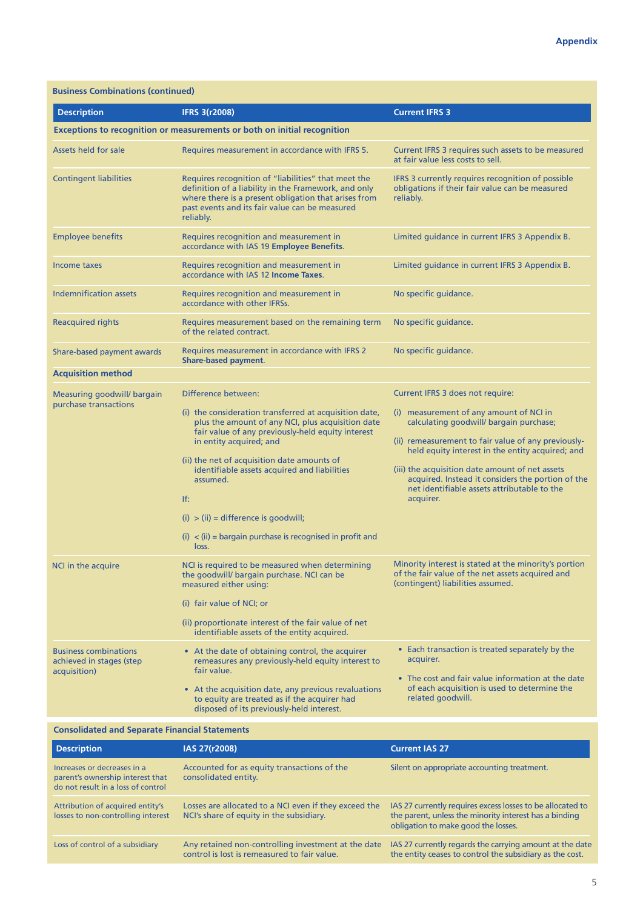### Business Combinations (continued)

| Description | IFRS 3(r2008) | Current IFRS 3 |
|---|---|---|
| **Exceptions to recognition or measurements or both on initial recognition** | | |
| Assets held for sale | Requires measurement in accordance with IFRS 5. | Current IFRS 3 requires such assets to be measured at fair value less costs to sell. |
| Contingent liabilities | Requires recognition of "liabilities" that meet the definition of a liability in the Framework, and only where there is a present obligation that arises from past events and its fair value can be measured reliably. | IFRS 3 currently requires recognition of possible obligations if their fair value can be measured reliably. |
| Employee benefits | Requires recognition and measurement in accordance with IAS 19 **Employee Benefits**. | Limited guidance in current IFRS 3 Appendix B. |
| Income taxes | Requires recognition and measurement in accordance with IAS 12 **Income Taxes**. | Limited guidance in current IFRS 3 Appendix B. |
| Indemnification assets | Requires recognition and measurement in accordance with other IFRSs. | No specific guidance. |
| Reacquired rights | Requires measurement based on the remaining term of the related contract. | No specific guidance. |
| Share-based payment awards | Requires measurement in accordance with IFRS 2 **Share-based payment**. | No specific guidance. |
| **Acquisition method** | | |
| Measuring goodwill/ bargain purchase transactions | Difference between:<br><br>(i) the consideration transferred at acquisition date, plus the amount of any NCI, plus acquisition date fair value of any previously-held equity interest in entity acquired; and<br><br>(ii) the net of acquisition date amounts of identifiable assets acquired and liabilities assumed.<br><br>If:<br><br>(i) > (ii) = difference is goodwill;<br><br>(i) < (ii) = bargain purchase is recognised in profit and loss. | Current IFRS 3 does not require:<br><br>(i) measurement of any amount of NCI in calculating goodwill/ bargain purchase;<br><br>(ii) remeasurement to fair value of any previously-held equity interest in the entity acquired; and<br><br>(iii) the acquisition date amount of net assets acquired. Instead it considers the portion of the net identifiable assets attributable to the acquirer. |
| NCI in the acquire | NCI is required to be measured when determining the goodwill/ bargain purchase. NCI can be measured either using:<br><br>(i) fair value of NCI; or<br><br>(ii) proportionate interest of the fair value of net identifiable assets of the entity acquired. | Minority interest is stated at the minority's portion of the fair value of the net assets acquired and (contingent) liabilities assumed. |
| Business combinations achieved in stages (step acquisition) | • At the date of obtaining control, the acquirer remeasures any previously-held equity interest to fair value.<br><br>• At the acquisition date, any previous revaluations to equity are treated as if the acquirer had disposed of its previously-held interest. | • Each transaction is treated separately by the acquirer.<br><br>• The cost and fair value information at the date of each acquisition is used to determine the related goodwill. |

### Consolidated and Separate Financial Statements

| Description | IAS 27(r2008) | Current IAS 27 |
|---|---|---|
| Increases or decreases in a parent's ownership interest that do not result in a loss of control | Accounted for as equity transactions of the consolidated entity. | Silent on appropriate accounting treatment. |
| Attribution of acquired entity's losses to non-controlling interest | Losses are allocated to a NCI even if they exceed the NCI's share of equity in the subsidiary. | IAS 27 currently requires excess losses to be allocated to the parent, unless the minority interest has a binding obligation to make good the losses. |
| Loss of control of a subsidiary | Any retained non-controlling investment at the date control is lost is remeasured to fair value. | IAS 27 currently regards the carrying amount at the date the entity ceases to control the subsidiary as the cost. |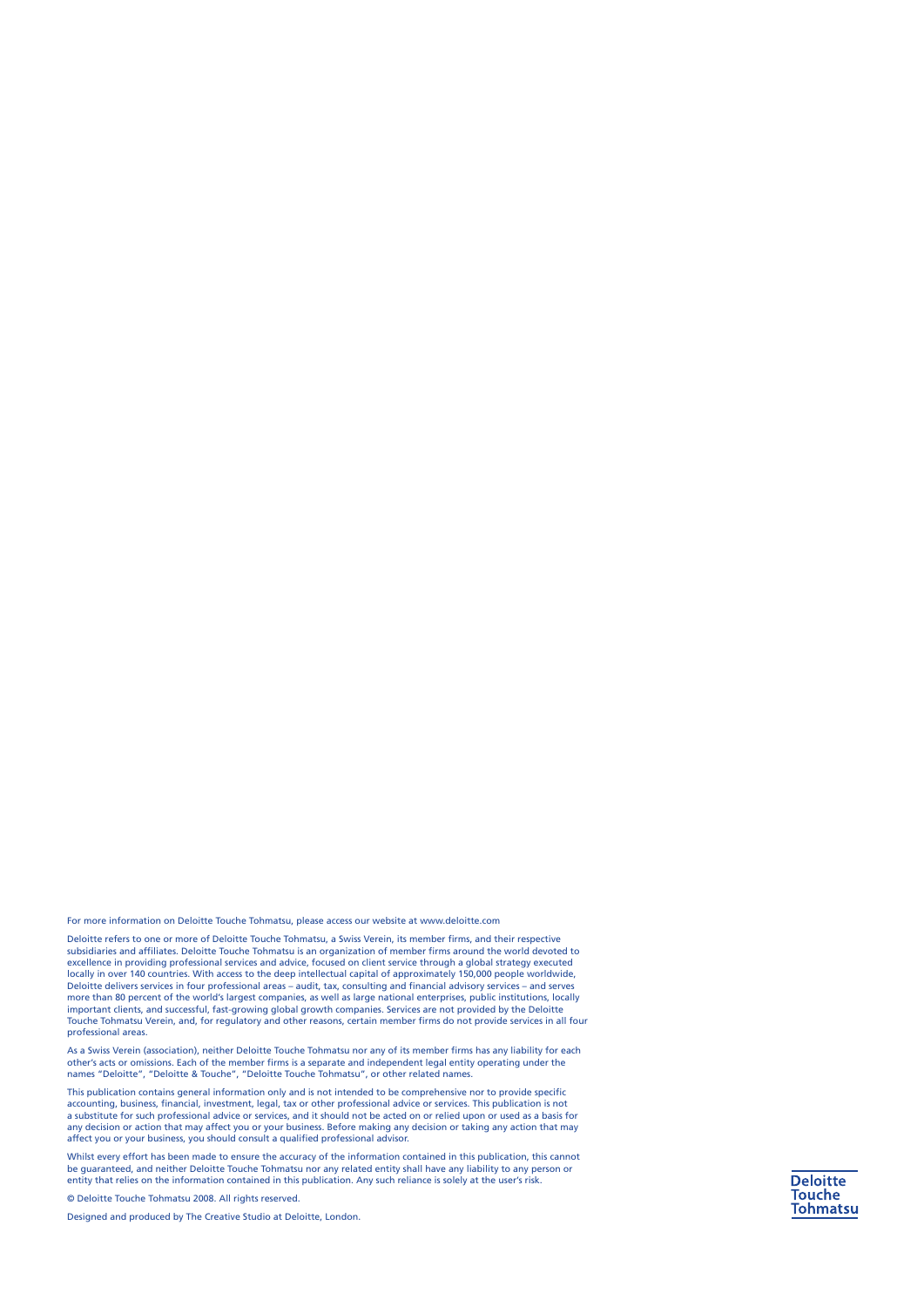For more information on Deloitte Touche Tohmatsu, please access our website at www.deloitte.com

Deloitte refers to one or more of Deloitte Touche Tohmatsu, a Swiss Verein, its member firms, and their respective subsidiaries and affiliates. Deloitte Touche Tohmatsu is an organization of member firms around the world devoted to excellence in providing professional services and advice, focused on client service through a global strategy executed locally in over 140 countries. With access to the deep intellectual capital of approximately 150,000 people worldwide, Deloitte delivers services in four professional areas – audit, tax, consulting and financial advisory services – and serves more than 80 percent of the world's largest companies, as well as large national enterprises, public institutions, locally important clients, and successful, fast-growing global growth companies. Services are not provided by the Deloitte Touche Tohmatsu Verein, and, for regulatory and other reasons, certain member firms do not provide services in all four professional areas.

As a Swiss Verein (association), neither Deloitte Touche Tohmatsu nor any of its member firms has any liability for each other's acts or omissions. Each of the member firms is a separate and independent legal entity operating under the names "Deloitte", "Deloitte & Touche", "Deloitte Touche Tohmatsu", or other related names.

This publication contains general information only and is not intended to be comprehensive nor to provide specific accounting, business, financial, investment, legal, tax or other professional advice or services. This publication is not a substitute for such professional advice or services, and it should not be acted on or relied upon or used as a basis for any decision or action that may affect you or your business. Before making any decision or taking any action that may affect you or your business, you should consult a qualified professional advisor.

Whilst every effort has been made to ensure the accuracy of the information contained in this publication, this cannot be guaranteed, and neither Deloitte Touche Tohmatsu nor any related entity shall have any liability to any person or entity that relies on the information contained in this publication. Any such reliance is solely at the user's risk.

© Deloitte Touche Tohmatsu 2008. All rights reserved.

Designed and produced by The Creative Studio at Deloitte, London.

Deloitte
Touche
Tohmatsu